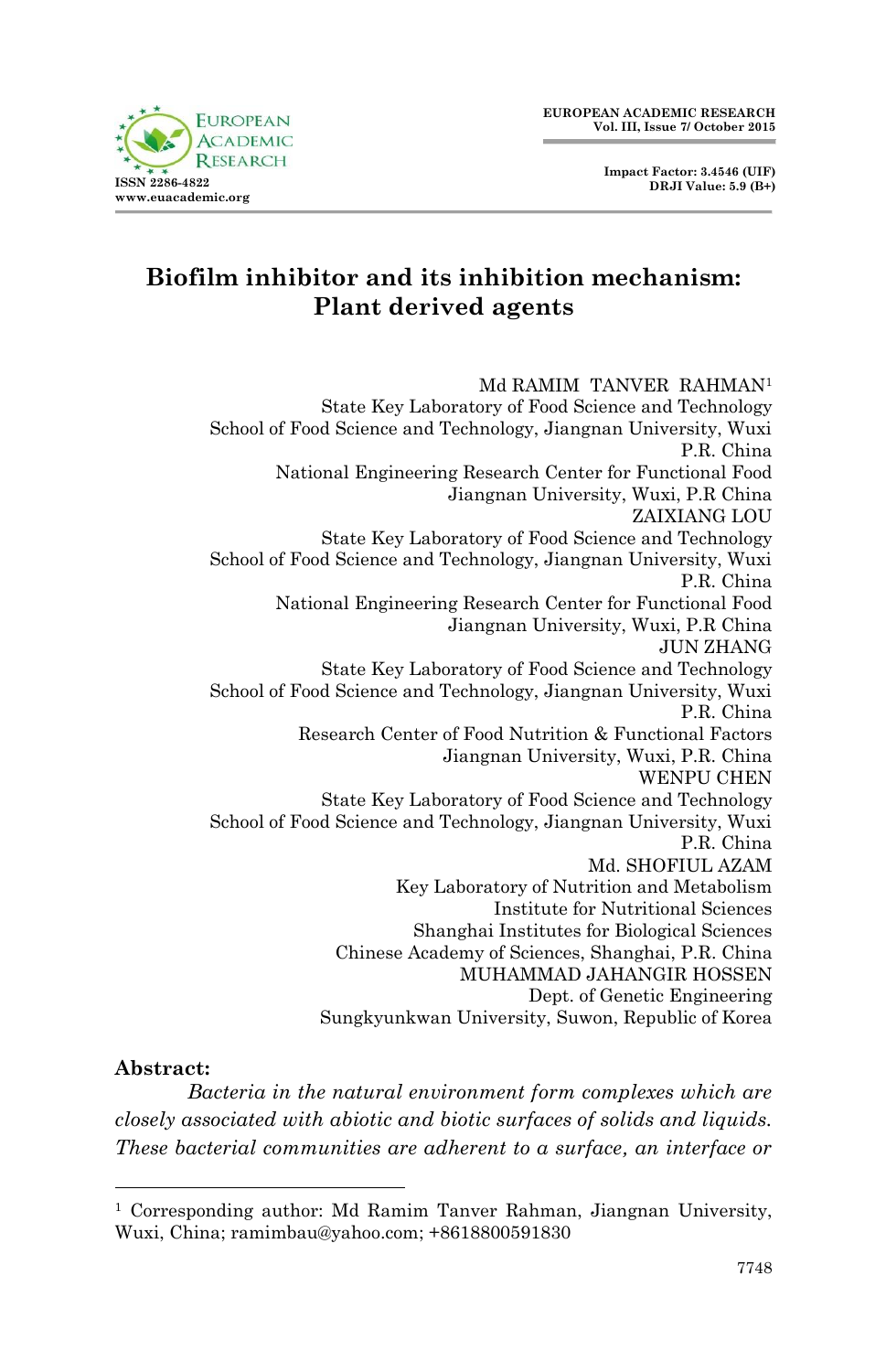# Biofilm inhibitor and its inhibition mechanism: Plant derived agents

Md RAMIM TANVER RAHMAN[1]
State Key Laboratory of Food Science and Technology
School of Food Science and Technology, Jiangnan University, Wuxi
P.R. China
National Engineering Research Center for Functional Food
Jiangnan University, Wuxi, P.R China

ZAIXIANG LOU
State Key Laboratory of Food Science and Technology
School of Food Science and Technology, Jiangnan University, Wuxi
P.R. China
National Engineering Research Center for Functional Food
Jiangnan University, Wuxi, P.R China

JUN ZHANG
State Key Laboratory of Food Science and Technology
School of Food Science and Technology, Jiangnan University, Wuxi
P.R. China
Research Center of Food Nutrition & Functional Factors
Jiangnan University, Wuxi, P.R. China

WENPU CHEN
State Key Laboratory of Food Science and Technology
School of Food Science and Technology, Jiangnan University, Wuxi
P.R. China

Md. SHOFIUL AZAM
Key Laboratory of Nutrition and Metabolism
Institute for Nutritional Sciences
Shanghai Institutes for Biological Sciences
Chinese Academy of Sciences, Shanghai, P.R. China

MUHAMMAD JAHANGIR HOSSEN
Dept. of Genetic Engineering
Sungkyunkwan University, Suwon, Republic of Korea

**Abstract:**

*Bacteria in the natural environment form complexes which are closely associated with abiotic and biotic surfaces of solids and liquids. These bacterial communities are adherent to a surface, an interface or*

---

[1] Corresponding author: Md Ramim Tanver Rahman, Jiangnan University, Wuxi, China; ramimbau@yahoo.com; +8618800591830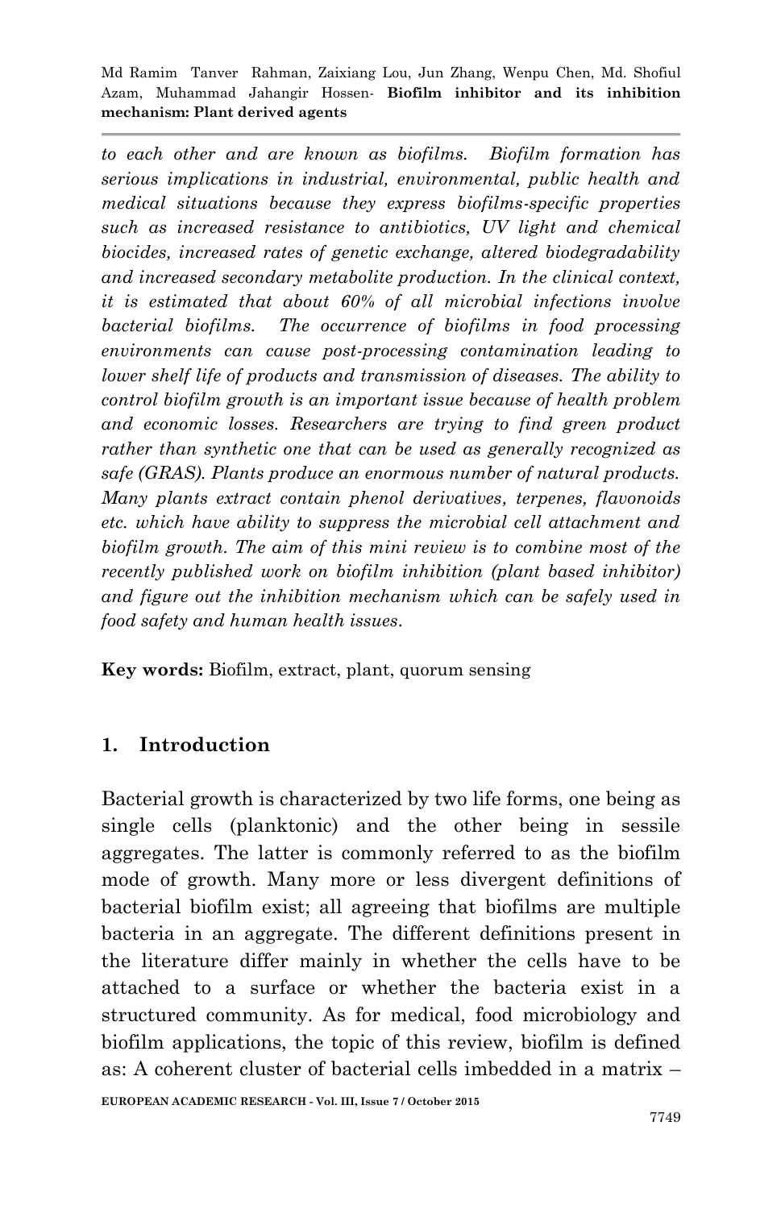*to each other and are known as biofilms. Biofilm formation has serious implications in industrial, environmental, public health and medical situations because they express biofilms-specific properties such as increased resistance to antibiotics, UV light and chemical biocides, increased rates of genetic exchange, altered biodegradability and increased secondary metabolite production. In the clinical context, it is estimated that about 60% of all microbial infections involve bacterial biofilms. The occurrence of biofilms in food processing environments can cause post-processing contamination leading to lower shelf life of products and transmission of diseases. The ability to control biofilm growth is an important issue because of health problem and economic losses. Researchers are trying to find green product rather than synthetic one that can be used as generally recognized as safe (GRAS). Plants produce an enormous number of natural products. Many plants extract contain phenol derivatives, terpenes, flavonoids etc. which have ability to suppress the microbial cell attachment and biofilm growth. The aim of this mini review is to combine most of the recently published work on biofilm inhibition (plant based inhibitor) and figure out the inhibition mechanism which can be safely used in food safety and human health issues.*

**Key words:** Biofilm, extract, plant, quorum sensing

## 1. Introduction

Bacterial growth is characterized by two life forms, one being as single cells (planktonic) and the other being in sessile aggregates. The latter is commonly referred to as the biofilm mode of growth. Many more or less divergent definitions of bacterial biofilm exist; all agreeing that biofilms are multiple bacteria in an aggregate. The different definitions present in the literature differ mainly in whether the cells have to be attached to a surface or whether the bacteria exist in a structured community. As for medical, food microbiology and biofilm applications, the topic of this review, biofilm is defined as: A coherent cluster of bacterial cells imbedded in a matrix –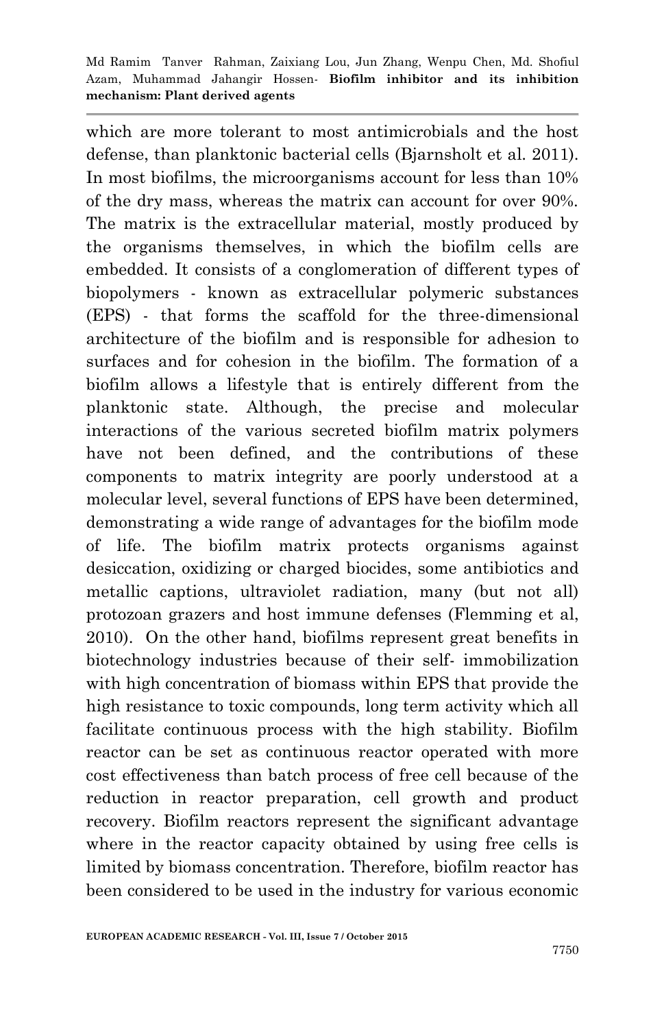which are more tolerant to most antimicrobials and the host defense, than planktonic bacterial cells (Bjarnsholt et al. 2011). In most biofilms, the microorganisms account for less than 10% of the dry mass, whereas the matrix can account for over 90%. The matrix is the extracellular material, mostly produced by the organisms themselves, in which the biofilm cells are embedded. It consists of a conglomeration of different types of biopolymers - known as extracellular polymeric substances (EPS) - that forms the scaffold for the three-dimensional architecture of the biofilm and is responsible for adhesion to surfaces and for cohesion in the biofilm. The formation of a biofilm allows a lifestyle that is entirely different from the planktonic state. Although, the precise and molecular interactions of the various secreted biofilm matrix polymers have not been defined, and the contributions of these components to matrix integrity are poorly understood at a molecular level, several functions of EPS have been determined, demonstrating a wide range of advantages for the biofilm mode of life. The biofilm matrix protects organisms against desiccation, oxidizing or charged biocides, some antibiotics and metallic captions, ultraviolet radiation, many (but not all) protozoan grazers and host immune defenses (Flemming et al, 2010). On the other hand, biofilms represent great benefits in biotechnology industries because of their self- immobilization with high concentration of biomass within EPS that provide the high resistance to toxic compounds, long term activity which all facilitate continuous process with the high stability. Biofilm reactor can be set as continuous reactor operated with more cost effectiveness than batch process of free cell because of the reduction in reactor preparation, cell growth and product recovery. Biofilm reactors represent the significant advantage where in the reactor capacity obtained by using free cells is limited by biomass concentration. Therefore, biofilm reactor has been considered to be used in the industry for various economic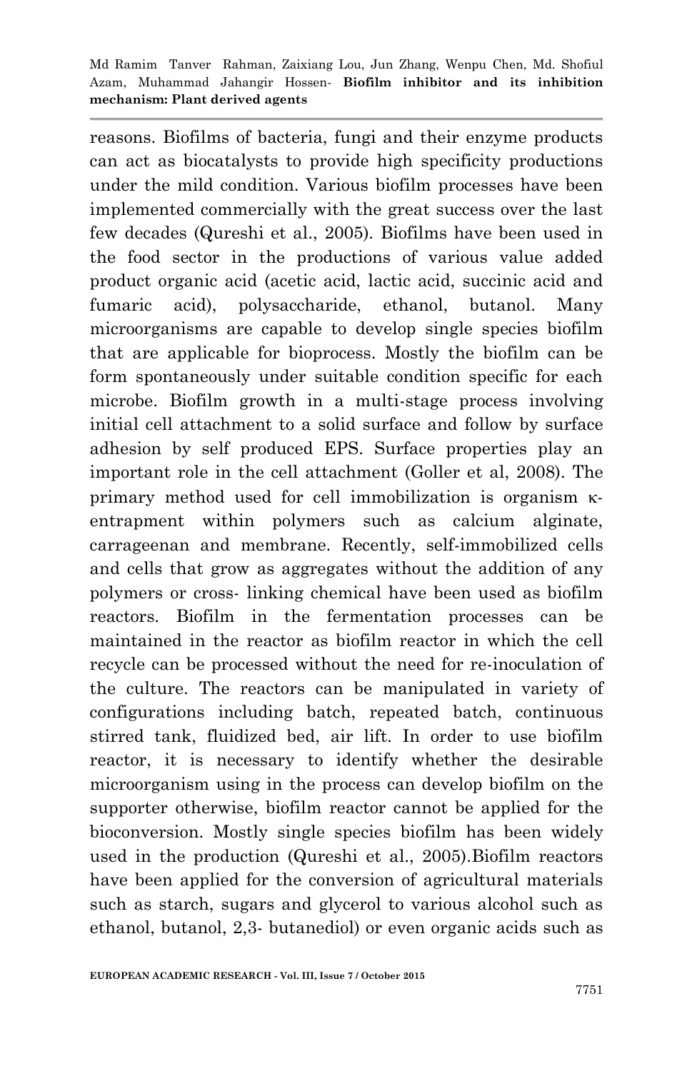reasons. Biofilms of bacteria, fungi and their enzyme products can act as biocatalysts to provide high specificity productions under the mild condition. Various biofilm processes have been implemented commercially with the great success over the last few decades (Qureshi et al., 2005). Biofilms have been used in the food sector in the productions of various value added product organic acid (acetic acid, lactic acid, succinic acid and fumaric acid), polysaccharide, ethanol, butanol. Many microorganisms are capable to develop single species biofilm that are applicable for bioprocess. Mostly the biofilm can be form spontaneously under suitable condition specific for each microbe. Biofilm growth in a multi-stage process involving initial cell attachment to a solid surface and follow by surface adhesion by self produced EPS. Surface properties play an important role in the cell attachment (Goller et al, 2008). The primary method used for cell immobilization is organism κ-entrapment within polymers such as calcium alginate, carrageenan and membrane. Recently, self-immobilized cells and cells that grow as aggregates without the addition of any polymers or cross- linking chemical have been used as biofilm reactors. Biofilm in the fermentation processes can be maintained in the reactor as biofilm reactor in which the cell recycle can be processed without the need for re-inoculation of the culture. The reactors can be manipulated in variety of configurations including batch, repeated batch, continuous stirred tank, fluidized bed, air lift. In order to use biofilm reactor, it is necessary to identify whether the desirable microorganism using in the process can develop biofilm on the supporter otherwise, biofilm reactor cannot be applied for the bioconversion. Mostly single species biofilm has been widely used in the production (Qureshi et al., 2005).Biofilm reactors have been applied for the conversion of agricultural materials such as starch, sugars and glycerol to various alcohol such as ethanol, butanol, 2,3- butanediol) or even organic acids such as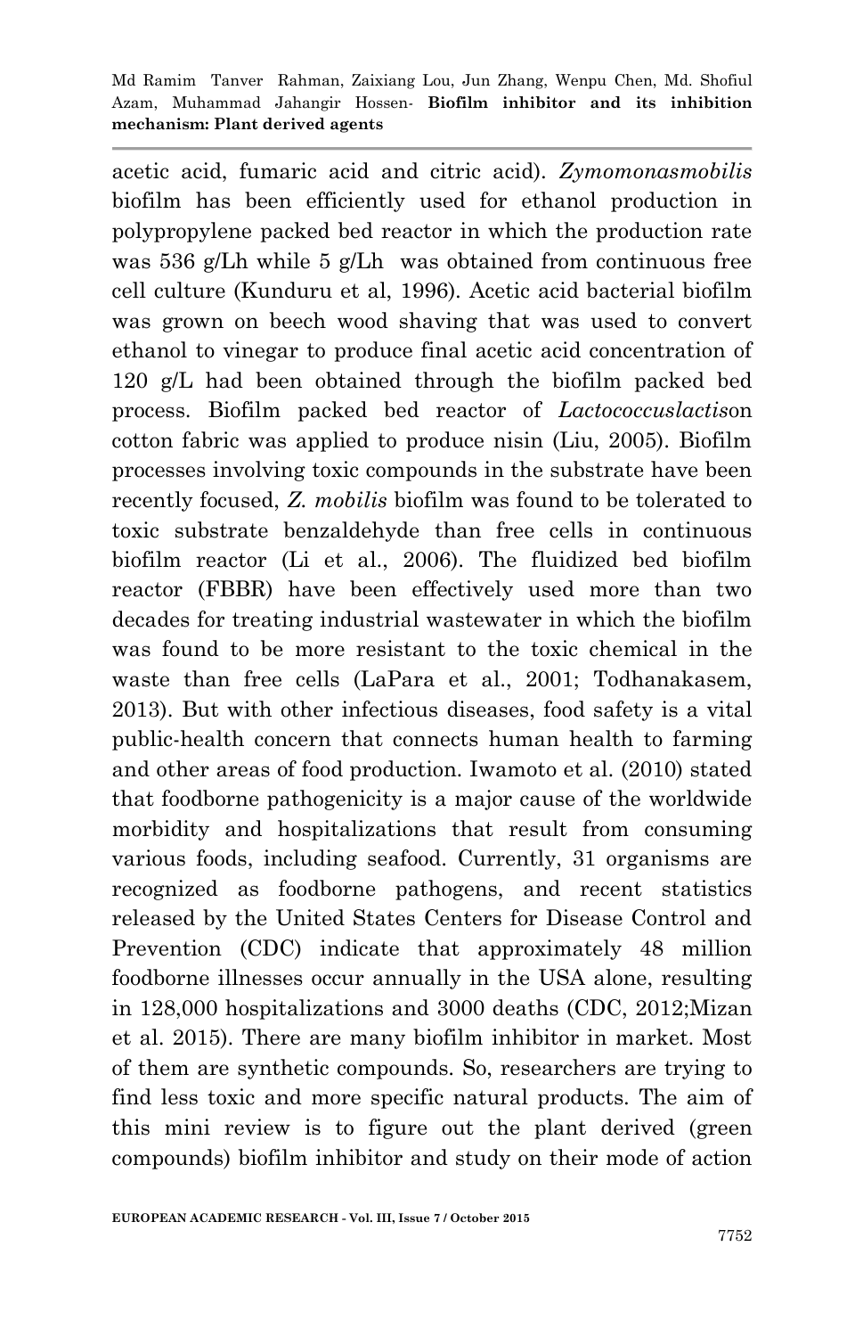acetic acid, fumaric acid and citric acid). *Zymomonasmobilis* biofilm has been efficiently used for ethanol production in polypropylene packed bed reactor in which the production rate was 536 g/Lh while 5 g/Lh was obtained from continuous free cell culture (Kunduru et al, 1996). Acetic acid bacterial biofilm was grown on beech wood shaving that was used to convert ethanol to vinegar to produce final acetic acid concentration of 120 g/L had been obtained through the biofilm packed bed process. Biofilm packed bed reactor of *Lactococcuslactis*on cotton fabric was applied to produce nisin (Liu, 2005). Biofilm processes involving toxic compounds in the substrate have been recently focused, *Z. mobilis* biofilm was found to be tolerated to toxic substrate benzaldehyde than free cells in continuous biofilm reactor (Li et al., 2006). The fluidized bed biofilm reactor (FBBR) have been effectively used more than two decades for treating industrial wastewater in which the biofilm was found to be more resistant to the toxic chemical in the waste than free cells (LaPara et al., 2001; Todhanakasem, 2013). But with other infectious diseases, food safety is a vital public-health concern that connects human health to farming and other areas of food production. Iwamoto et al. (2010) stated that foodborne pathogenicity is a major cause of the worldwide morbidity and hospitalizations that result from consuming various foods, including seafood. Currently, 31 organisms are recognized as foodborne pathogens, and recent statistics released by the United States Centers for Disease Control and Prevention (CDC) indicate that approximately 48 million foodborne illnesses occur annually in the USA alone, resulting in 128,000 hospitalizations and 3000 deaths (CDC, 2012;Mizan et al. 2015). There are many biofilm inhibitor in market. Most of them are synthetic compounds. So, researchers are trying to find less toxic and more specific natural products. The aim of this mini review is to figure out the plant derived (green compounds) biofilm inhibitor and study on their mode of action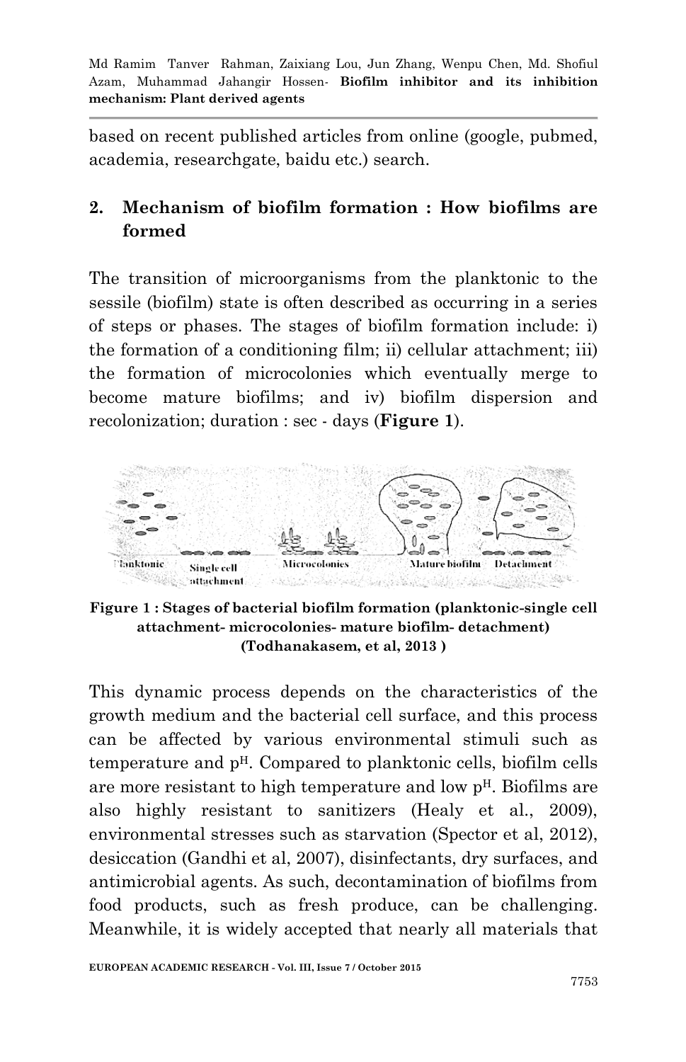based on recent published articles from online (google, pubmed, academia, researchgate, baidu etc.) search.

## 2. Mechanism of biofilm formation : How biofilms are formed

The transition of microorganisms from the planktonic to the sessile (biofilm) state is often described as occurring in a series of steps or phases. The stages of biofilm formation include: i) the formation of a conditioning film; ii) cellular attachment; iii) the formation of microcolonies which eventually merge to become mature biofilms; and iv) biofilm dispersion and recolonization; duration : sec - days (**Figure 1**).

**Figure 1 : Stages of bacterial biofilm formation (planktonic-single cell attachment- microcolonies- mature biofilm- detachment) (Todhanakasem, et al, 2013 )**

This dynamic process depends on the characteristics of the growth medium and the bacterial cell surface, and this process can be affected by various environmental stimuli such as temperature and $p^H$. Compared to planktonic cells, biofilm cells are more resistant to high temperature and low $p^H$. Biofilms are also highly resistant to sanitizers (Healy et al., 2009), environmental stresses such as starvation (Spector et al, 2012), desiccation (Gandhi et al, 2007), disinfectants, dry surfaces, and antimicrobial agents. As such, decontamination of biofilms from food products, such as fresh produce, can be challenging. Meanwhile, it is widely accepted that nearly all materials that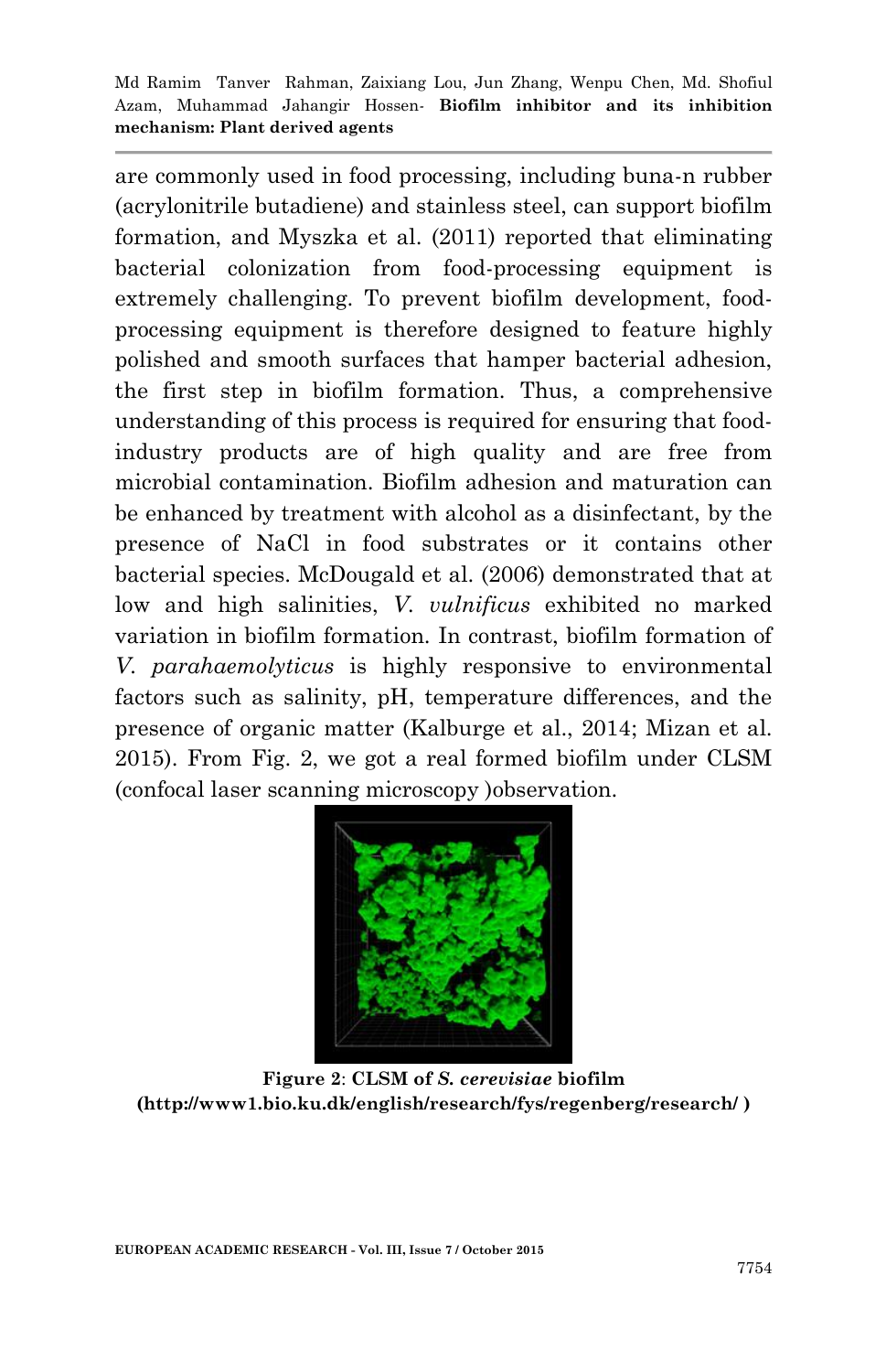are commonly used in food processing, including buna-n rubber (acrylonitrile butadiene) and stainless steel, can support biofilm formation, and Myszka et al. (2011) reported that eliminating bacterial colonization from food-processing equipment is extremely challenging. To prevent biofilm development, food-processing equipment is therefore designed to feature highly polished and smooth surfaces that hamper bacterial adhesion, the first step in biofilm formation. Thus, a comprehensive understanding of this process is required for ensuring that food-industry products are of high quality and are free from microbial contamination. Biofilm adhesion and maturation can be enhanced by treatment with alcohol as a disinfectant, by the presence of NaCl in food substrates or it contains other bacterial species. McDougald et al. (2006) demonstrated that at low and high salinities, *V. vulnificus* exhibited no marked variation in biofilm formation. In contrast, biofilm formation of *V. parahaemolyticus* is highly responsive to environmental factors such as salinity, pH, temperature differences, and the presence of organic matter (Kalburge et al., 2014; Mizan et al. 2015). From Fig. 2, we got a real formed biofilm under CLSM (confocal laser scanning microscopy )observation.

**Figure 2**: **CLSM of *S. cerevisiae* biofilm (http://www1.bio.ku.dk/english/research/fys/regenberg/research/ )**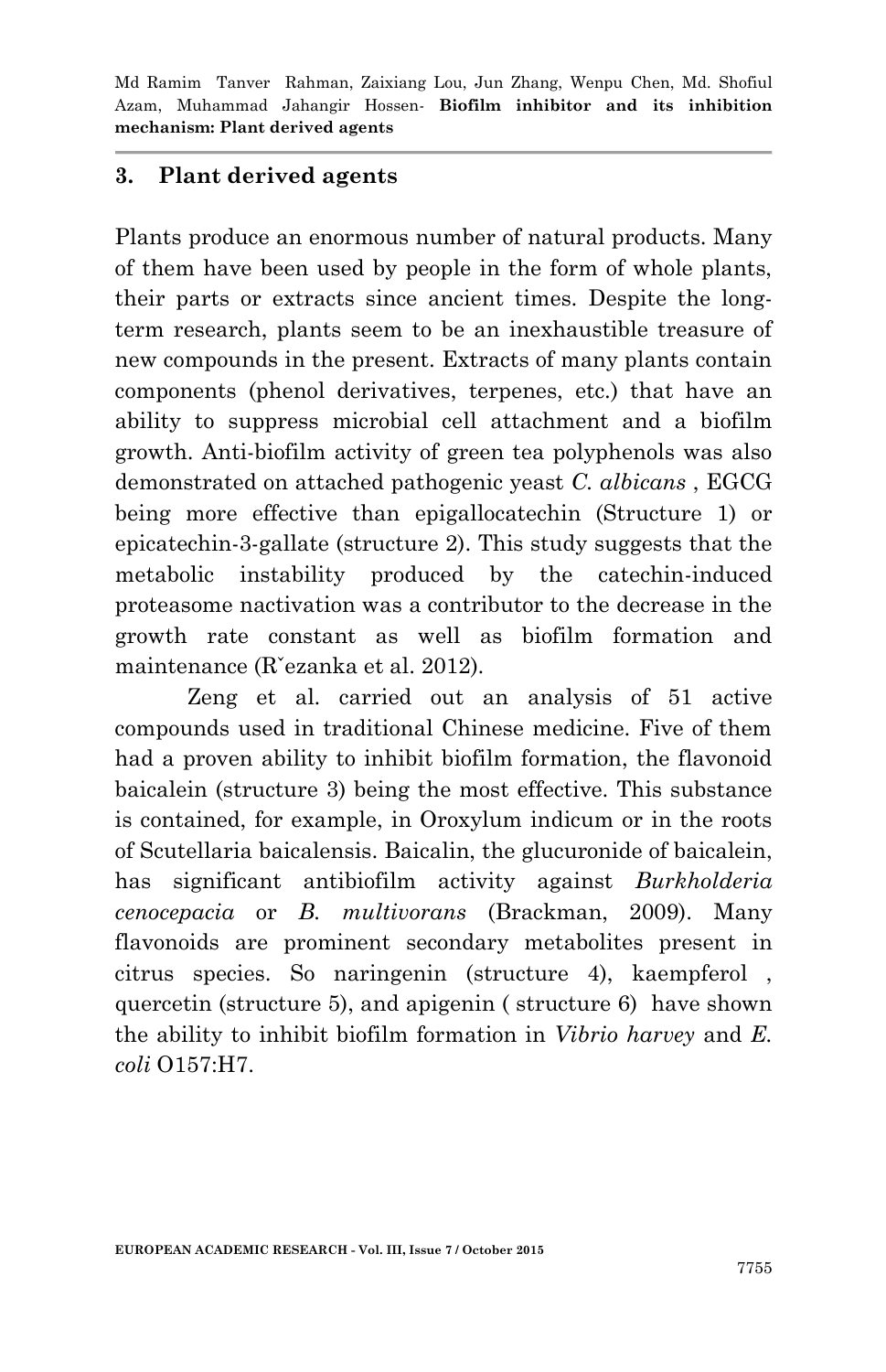## 3. Plant derived agents

Plants produce an enormous number of natural products. Many of them have been used by people in the form of whole plants, their parts or extracts since ancient times. Despite the long-term research, plants seem to be an inexhaustible treasure of new compounds in the present. Extracts of many plants contain components (phenol derivatives, terpenes, etc.) that have an ability to suppress microbial cell attachment and a biofilm growth. Anti-biofilm activity of green tea polyphenols was also demonstrated on attached pathogenic yeast *C. albicans* , EGCG being more effective than epigallocatechin (Structure 1) or epicatechin-3-gallate (structure 2). This study suggests that the metabolic instability produced by the catechin-induced proteasome nactivation was a contributor to the decrease in the growth rate constant as well as biofilm formation and maintenance (Rˇezanka et al. 2012).

Zeng et al. carried out an analysis of 51 active compounds used in traditional Chinese medicine. Five of them had a proven ability to inhibit biofilm formation, the flavonoid baicalein (structure 3) being the most effective. This substance is contained, for example, in Oroxylum indicum or in the roots of Scutellaria baicalensis. Baicalin, the glucuronide of baicalein, has significant antibiofilm activity against *Burkholderia cenocepacia* or *B. multivorans* (Brackman, 2009). Many flavonoids are prominent secondary metabolites present in citrus species. So naringenin (structure 4), kaempferol , quercetin (structure 5), and apigenin ( structure 6) have shown the ability to inhibit biofilm formation in *Vibrio harvey* and *E. coli* O157:H7.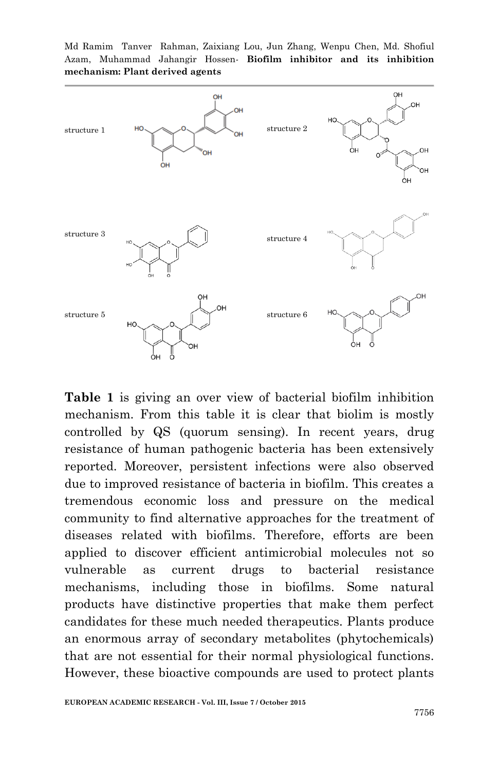structure 1

structure 2

structure 3

structure 4

structure 5

structure 6

**Table 1** is giving an over view of bacterial biofilm inhibition mechanism. From this table it is clear that biolim is mostly controlled by QS (quorum sensing). In recent years, drug resistance of human pathogenic bacteria has been extensively reported. Moreover, persistent infections were also observed due to improved resistance of bacteria in biofilm. This creates a tremendous economic loss and pressure on the medical community to find alternative approaches for the treatment of diseases related with biofilms. Therefore, efforts are been applied to discover efficient antimicrobial molecules not so vulnerable as current drugs to bacterial resistance mechanisms, including those in biofilms. Some natural products have distinctive properties that make them perfect candidates for these much needed therapeutics. Plants produce an enormous array of secondary metabolites (phytochemicals) that are not essential for their normal physiological functions. However, these bioactive compounds are used to protect plants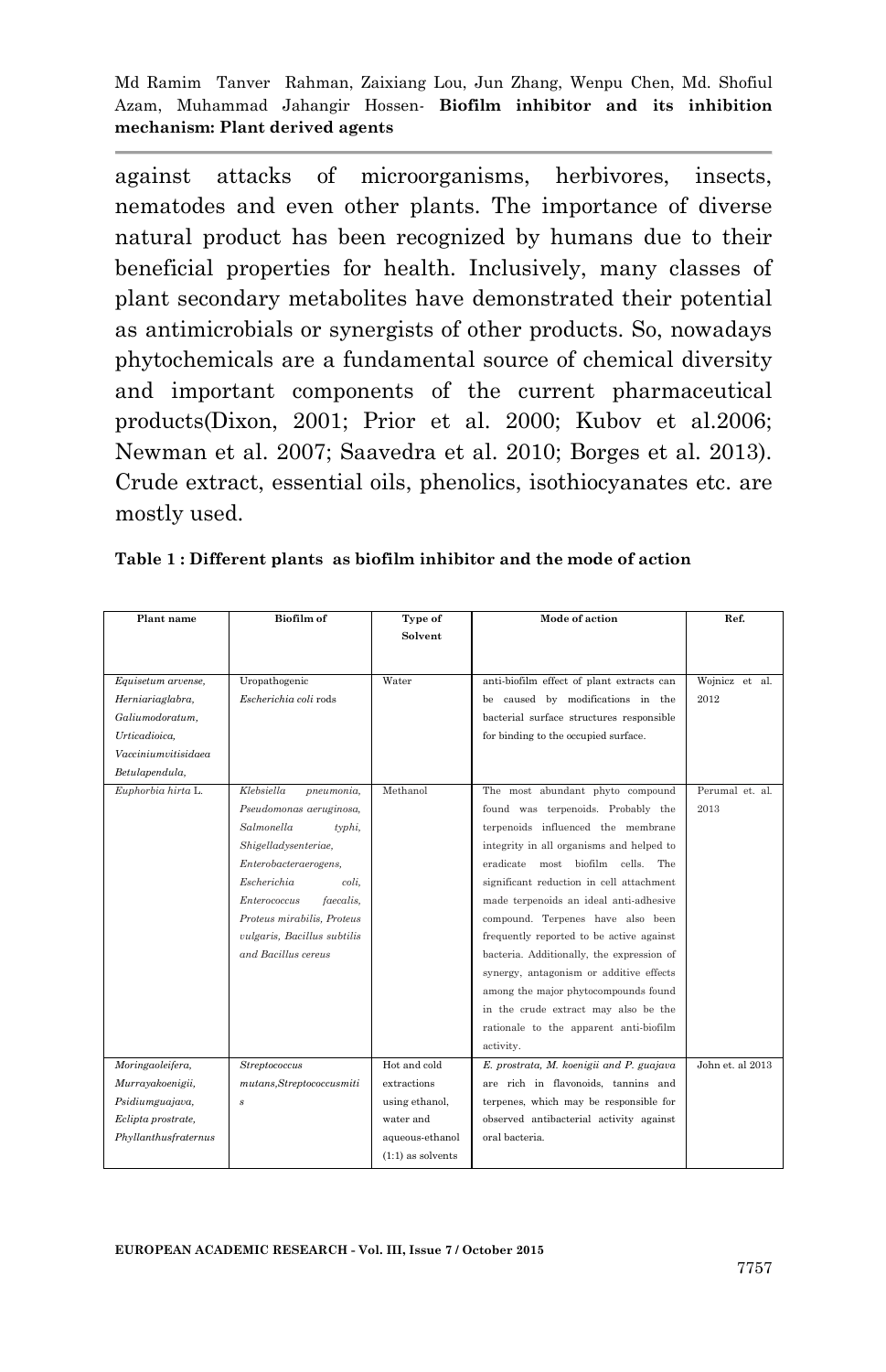against attacks of microorganisms, herbivores, insects, nematodes and even other plants. The importance of diverse natural product has been recognized by humans due to their beneficial properties for health. Inclusively, many classes of plant secondary metabolites have demonstrated their potential as antimicrobials or synergists of other products. So, nowadays phytochemicals are a fundamental source of chemical diversity and important components of the current pharmaceutical products(Dixon, 2001; Prior et al. 2000; Kubov et al.2006; Newman et al. 2007; Saavedra et al. 2010; Borges et al. 2013). Crude extract, essential oils, phenolics, isothiocyanates etc. are mostly used.

**Table 1 : Different plants as biofilm inhibitor and the mode of action**

| Plant name | Biofilm of | Type of Solvent | Mode of action | Ref. |
|---|---|---|---|---|
| *Equisetum arvense, Herniariaglabra, Galiumodoratum, Urticadioica, Vacciniumvitisidaea Betulapendula,* | Uropathogenic *Escherichia coli* rods | Water | anti-biofilm effect of plant extracts can be caused by modifications in the bacterial surface structures responsible for binding to the occupied surface. | Wojnicz et al. 2012 |
| *Euphorbia hirta* L. | *Klebsiella pneumonia, Pseudomonas aeruginosa, Salmonella typhi, Shigelladysenteriae, Enterobacteraerogens, Escherichia coli, Enterococcus faecalis, Proteus mirabilis, Proteus vulgaris, Bacillus subtilis and Bacillus cereus* | Methanol | The most abundant phyto compound found was terpenoids. Probably the terpenoids influenced the membrane integrity in all organisms and helped to eradicate most biofilm cells. The significant reduction in cell attachment made terpenoids an ideal anti-adhesive compound. Terpenes have also been frequently reported to be active against bacteria. Additionally, the expression of synergy, antagonism or additive effects among the major phytocompounds found in the crude extract may also be the rationale to the apparent anti-biofilm activity. | Perumal et. al. 2013 |
| *Moringaoleifera, Murrayakoenigii, Psidiumguajava, Eclipta prostrate, Phyllanthusfraternus* | *Streptococcus mutans,Streptococcusmitis* | Hot and cold extractions using ethanol, water and aqueous-ethanol (1:1) as solvents | *E. prostrata, M. koenigii and P. guajava* are rich in flavonoids, tannins and terpenes, which may be responsible for observed antibacterial activity against oral bacteria. | John et. al 2013 |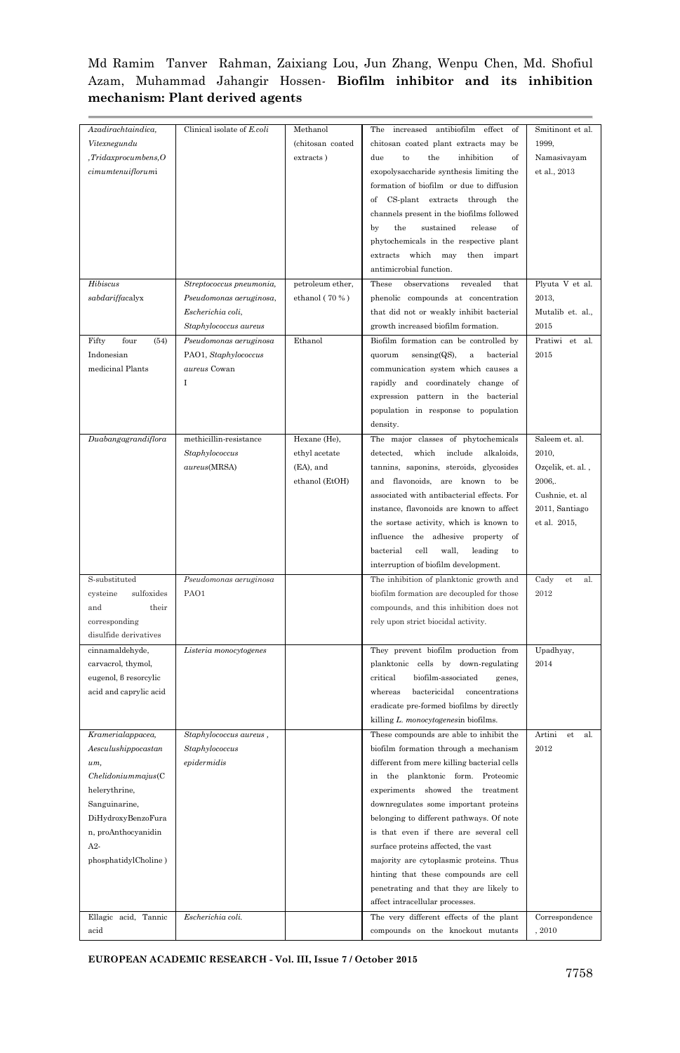| *Azadirachtaindica, Vitexnegundu ,Tridaxprocumbens,Ocimumtenuiflorum*i | Clinical isolate of *E.coli* | Methanol (chitosan coated extracts ) | The increased antibiofilm effect of chitosan coated plant extracts may be due to the inhibition of exopolysaccharide synthesis limiting the formation of biofilm or due to diffusion of CS-plant extracts through the channels present in the biofilms followed by the sustained release of phytochemicals in the respective plant extracts which may then impart antimicrobial function. | Smitinont et al. 1999, Namasivayam et al., 2013 |
|---|---|---|---|---|
| *Hibiscus sabdariffa*calyx | *Streptococcus pneumonia, Pseudomonas aeruginosa, Escherichia coli, Staphylococcus aureus* | petroleum ether, ethanol ( 70 % ) | These observations revealed that phenolic compounds at concentration that did not or weakly inhibit bacterial growth increased biofilm formation. | Plyuta V et al. 2013, Mutalib et. al., 2015 |
| Fifty four (54) Indonesian medicinal Plants | *Pseudomonas aeruginosa* PAO1, *Staphylococcus aureus* Cowan I | Ethanol | Biofilm formation can be controlled by quorum sensing(QS), a bacterial communication system which causes a rapidly and coordinately change of expression pattern in the bacterial population in response to population density. | Pratiwi et al. 2015 |
| *Duabangagrandiflora* | methicillin-resistance *Staphylococcus aureus*(MRSA) | Hexane (He), ethyl acetate (EA), and ethanol (EtOH) | The major classes of phytochemicals detected, which include alkaloids, tannins, saponins, steroids, glycosides and flavonoids, are known to be associated with antibacterial effects. For instance, flavonoids are known to affect the sortase activity, which is known to influence the adhesive property of bacterial cell wall, leading to interruption of biofilm development. | Saleem et. al. 2010, Ozçelik, et. al. , 2006,. Cushnie, et. al 2011, Santiago et al. 2015, |
| S-substituted cysteine sulfoxides and their corresponding disulfide derivatives | *Pseudomonas aeruginosa* PAO1 | | The inhibition of planktonic growth and biofilm formation are decoupled for those compounds, and this inhibition does not rely upon strict biocidal activity. | Cady et al. 2012 |
| cinnamaldehyde, carvacrol, thymol, eugenol, β resorcylic acid and caprylic acid | *Listeria monocytogenes* | | They prevent biofilm production from planktonic cells by down-regulating critical biofilm-associated genes, whereas bactericidal concentrations eradicate pre-formed biofilms by directly killing *L. monocytogenes*in biofilms. | Upadhyay, 2014 |
| *Kramerialappacea, Aesculushippocastanum, Chelidoniummajus*(Chelerythrine, Sanguinarine, DiHydroxyBenzoFuran, proAnthocyanidin A2-phosphatidylCholine ) | *Staphylococcus aureus* , *Staphylococcus epidermidis* | | These compounds are able to inhibit the biofilm formation through a mechanism different from mere killing bacterial cells in the planktonic form. Proteomic experiments showed the treatment downregulates some important proteins belonging to different pathways. Of note is that even if there are several cell surface proteins affected, the vast majority are cytoplasmic proteins. Thus hinting that these compounds are cell penetrating and that they are likely to affect intracellular processes. | Artini et al. 2012 |
| Ellagic acid, Tannic acid | *Escherichia coli.* | | The very different effects of the plant compounds on the knockout mutants | Correspondence , 2010 |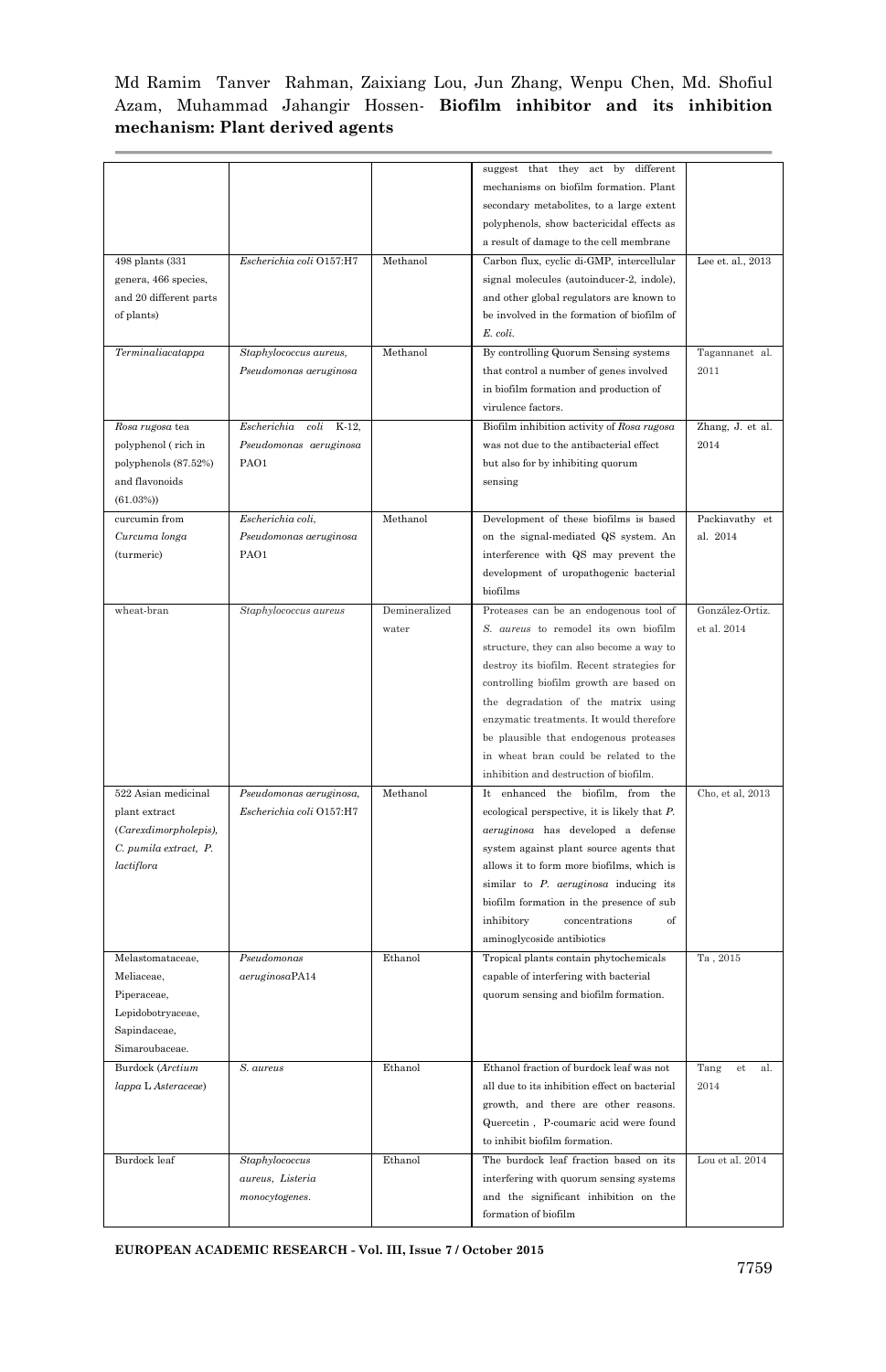| | | | suggest that they act by different mechanisms on biofilm formation. Plant secondary metabolites, to a large extent polyphenols, show bactericidal effects as a result of damage to the cell membrane | |
|---|---|---|---|---|
| 498 plants (331 genera, 466 species, and 20 different parts of plants) | *Escherichia coli* O157:H7 | Methanol | Carbon flux, cyclic di-GMP, intercellular signal molecules (autoinducer-2, indole), and other global regulators are known to be involved in the formation of biofilm of *E. coli*. | Lee et. al., 2013 |
| *Terminaliacatappa* | *Staphylococcus aureus, Pseudomonas aeruginosa* | Methanol | By controlling Quorum Sensing systems that control a number of genes involved in biofilm formation and production of virulence factors. | Tagannanet al. 2011 |
| *Rosa rugosa* tea polyphenol ( rich in polyphenols (87.52%) and flavonoids (61.03%)) | *Escherichia coli* K-12, *Pseudomonas aeruginosa* PAO1 | | Biofilm inhibition activity of *Rosa rugosa* was not due to the antibacterial effect but also for by inhibiting quorum sensing | Zhang, J. et al. 2014 |
| curcumin from *Curcuma longa* (turmeric) | *Escherichia coli, Pseudomonas aeruginosa* PAO1 | Methanol | Development of these biofilms is based on the signal-mediated QS system. An interference with QS may prevent the development of uropathogenic bacterial biofilms | Packiavathy et al. 2014 |
| wheat-bran | *Staphylococcus aureus* | Demineralized water | Proteases can be an endogenous tool of *S. aureus* to remodel its own biofilm structure, they can also become a way to destroy its biofilm. Recent strategies for controlling biofilm growth are based on the degradation of the matrix using enzymatic treatments. It would therefore be plausible that endogenous proteases in wheat bran could be related to the inhibition and destruction of biofilm. | González-Ortiz. et al. 2014 |
| 522 Asian medicinal plant extract (*Carexdimorpholepis), C. pumila extract, P. lactiflora* | *Pseudomonas aeruginosa, Escherichia coli* O157:H7 | Methanol | It enhanced the biofilm, from the ecological perspective, it is likely that *P. aeruginosa* has developed a defense system against plant source agents that allows it to form more biofilms, which is similar to *P. aeruginosa* inducing its biofilm formation in the presence of sub inhibitory concentrations of aminoglycoside antibiotics | Cho, et al, 2013 |
| Melastomataceae, Meliaceae, Piperaceae, Lepidobotryaceae, Sapindaceae, Simaroubaceae. | *Pseudomonas aeruginosa*PA14 | Ethanol | Tropical plants contain phytochemicals capable of interfering with bacterial quorum sensing and biofilm formation. | Ta , 2015 |
| Burdock (*Arctium lappa* L *Asteraceae*) | *S. aureus* | Ethanol | Ethanol fraction of burdock leaf was not all due to its inhibition effect on bacterial growth, and there are other reasons. Quercetin , P-coumaric acid were found to inhibit biofilm formation. | Tang et al. 2014 |
| Burdock leaf | *Staphylococcus aureus, Listeria monocytogenes*. | Ethanol | The burdock leaf fraction based on its interfering with quorum sensing systems and the significant inhibition on the formation of biofilm | Lou et al. 2014 |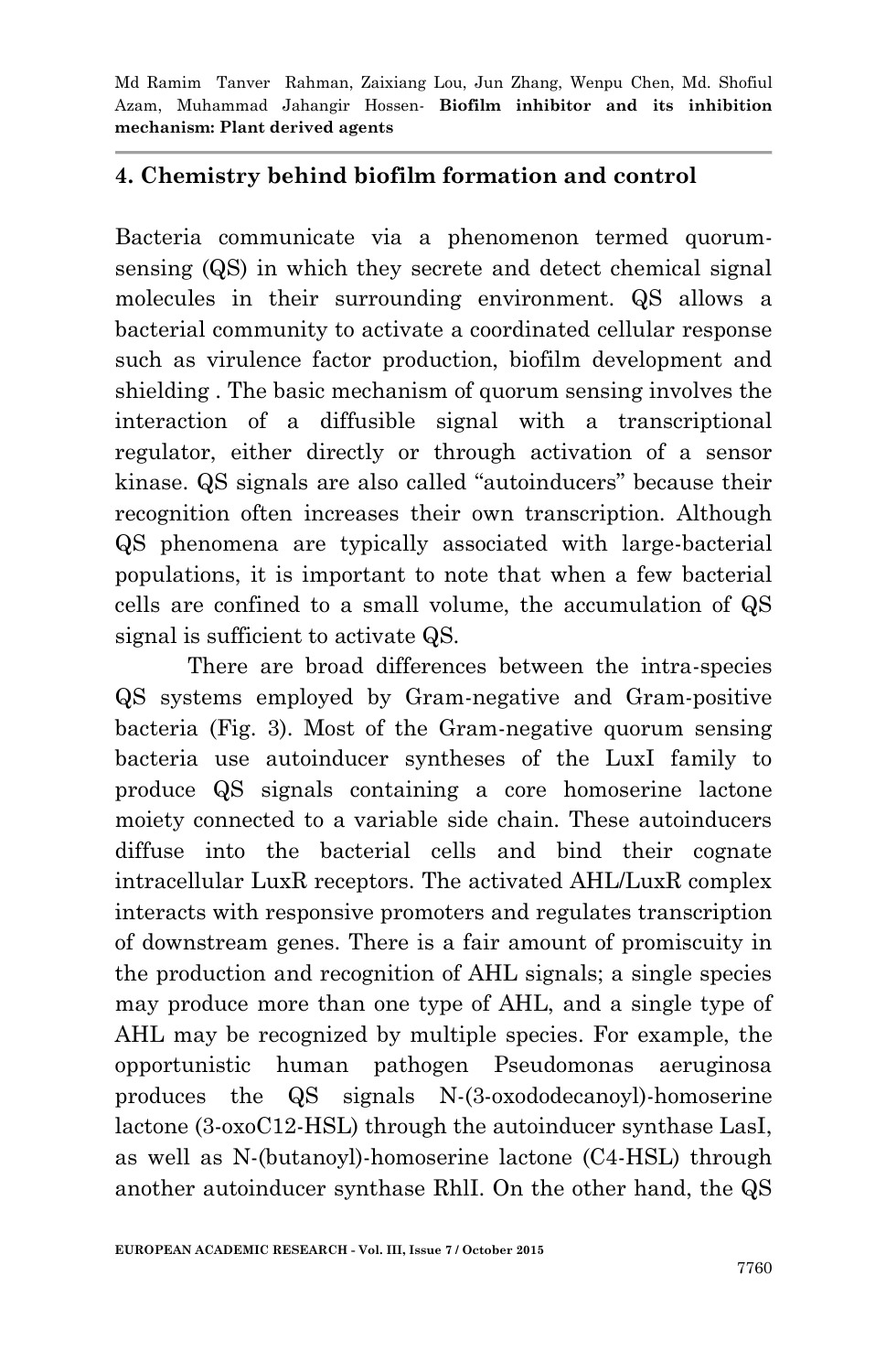## 4. Chemistry behind biofilm formation and control

Bacteria communicate via a phenomenon termed quorum-sensing (QS) in which they secrete and detect chemical signal molecules in their surrounding environment. QS allows a bacterial community to activate a coordinated cellular response such as virulence factor production, biofilm development and shielding . The basic mechanism of quorum sensing involves the interaction of a diffusible signal with a transcriptional regulator, either directly or through activation of a sensor kinase. QS signals are also called "autoinducers" because their recognition often increases their own transcription. Although QS phenomena are typically associated with large-bacterial populations, it is important to note that when a few bacterial cells are confined to a small volume, the accumulation of QS signal is sufficient to activate QS.

There are broad differences between the intra-species QS systems employed by Gram-negative and Gram-positive bacteria (Fig. 3). Most of the Gram-negative quorum sensing bacteria use autoinducer syntheses of the LuxI family to produce QS signals containing a core homoserine lactone moiety connected to a variable side chain. These autoinducers diffuse into the bacterial cells and bind their cognate intracellular LuxR receptors. The activated AHL/LuxR complex interacts with responsive promoters and regulates transcription of downstream genes. There is a fair amount of promiscuity in the production and recognition of AHL signals; a single species may produce more than one type of AHL, and a single type of AHL may be recognized by multiple species. For example, the opportunistic human pathogen Pseudomonas aeruginosa produces the QS signals N-(3-oxododecanoyl)-homoserine lactone (3-oxoC12-HSL) through the autoinducer synthase LasI, as well as N-(butanoyl)-homoserine lactone (C4-HSL) through another autoinducer synthase RhlI. On the other hand, the QS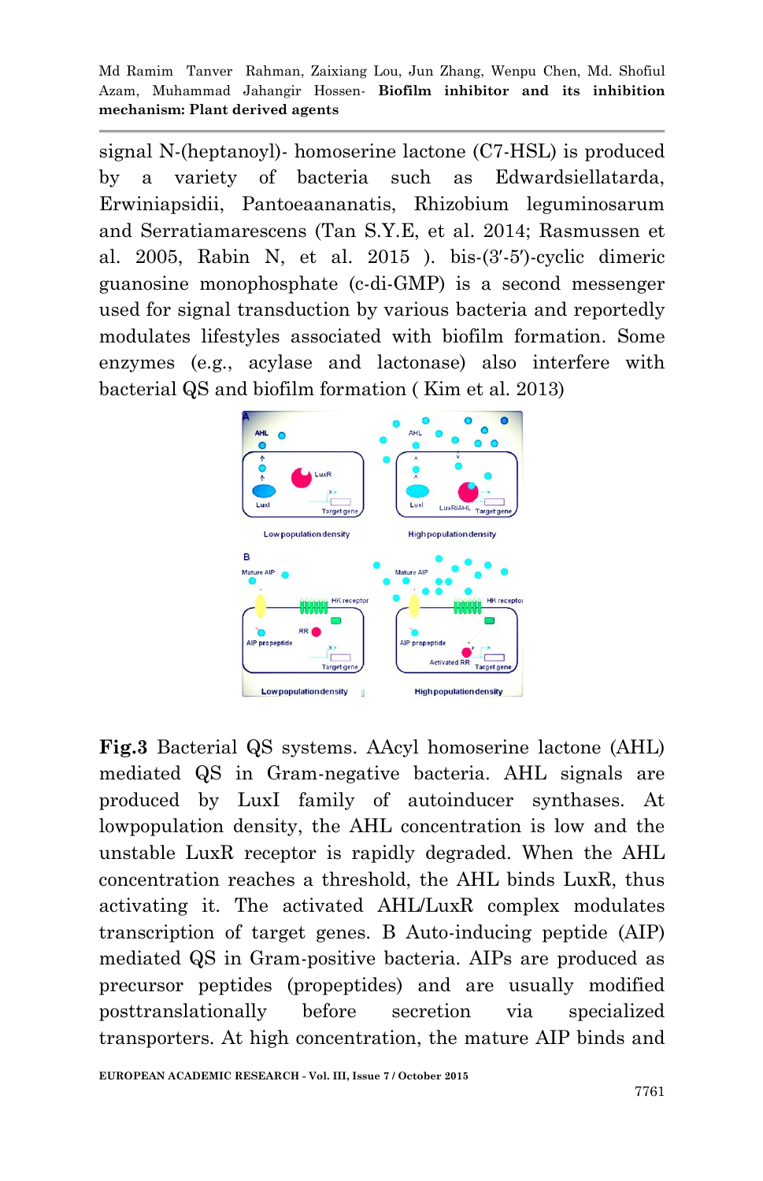signal N-(heptanoyl)- homoserine lactone (C7-HSL) is produced by a variety of bacteria such as Edwardsiellatarda, Erwiniapsidii, Pantoeaananatis, Rhizobium leguminosarum and Serratiamarescens (Tan S.Y.E, et al. 2014; Rasmussen et al. 2005, Rabin N, et al. 2015 ). bis-(3′-5′)-cyclic dimeric guanosine monophosphate (c-di-GMP) is a second messenger used for signal transduction by various bacteria and reportedly modulates lifestyles associated with biofilm formation. Some enzymes (e.g., acylase and lactonase) also interfere with bacterial QS and biofilm formation ( Kim et al. 2013)

**Fig.3** Bacterial QS systems. AAcyl homoserine lactone (AHL) mediated QS in Gram-negative bacteria. AHL signals are produced by LuxI family of autoinducer synthases. At lowpopulation density, the AHL concentration is low and the unstable LuxR receptor is rapidly degraded. When the AHL concentration reaches a threshold, the AHL binds LuxR, thus activating it. The activated AHL/LuxR complex modulates transcription of target genes. B Auto-inducing peptide (AIP) mediated QS in Gram-positive bacteria. AIPs are produced as precursor peptides (propeptides) and are usually modified posttranslationally before secretion via specialized transporters. At high concentration, the mature AIP binds and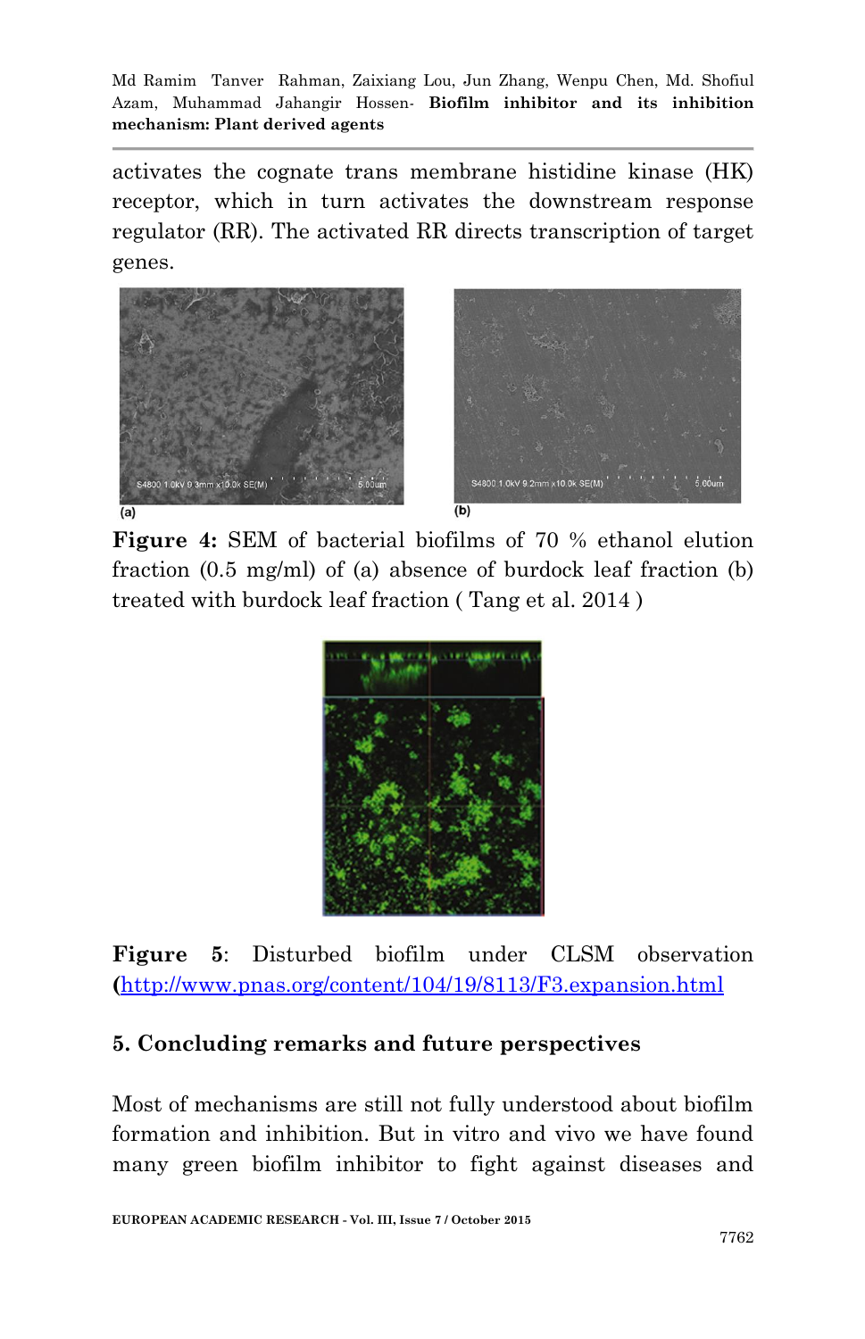activates the cognate trans membrane histidine kinase (HK) receptor, which in turn activates the downstream response regulator (RR). The activated RR directs transcription of target genes.

**Figure 4:** SEM of bacterial biofilms of 70 % ethanol elution fraction (0.5 mg/ml) of (a) absence of burdock leaf fraction (b) treated with burdock leaf fraction ( Tang et al. 2014 )

**Figure 5**: Disturbed biofilm under CLSM observation **(**http://www.pnas.org/content/104/19/8113/F3.expansion.html

## 5. Concluding remarks and future perspectives

Most of mechanisms are still not fully understood about biofilm formation and inhibition. But in vitro and vivo we have found many green biofilm inhibitor to fight against diseases and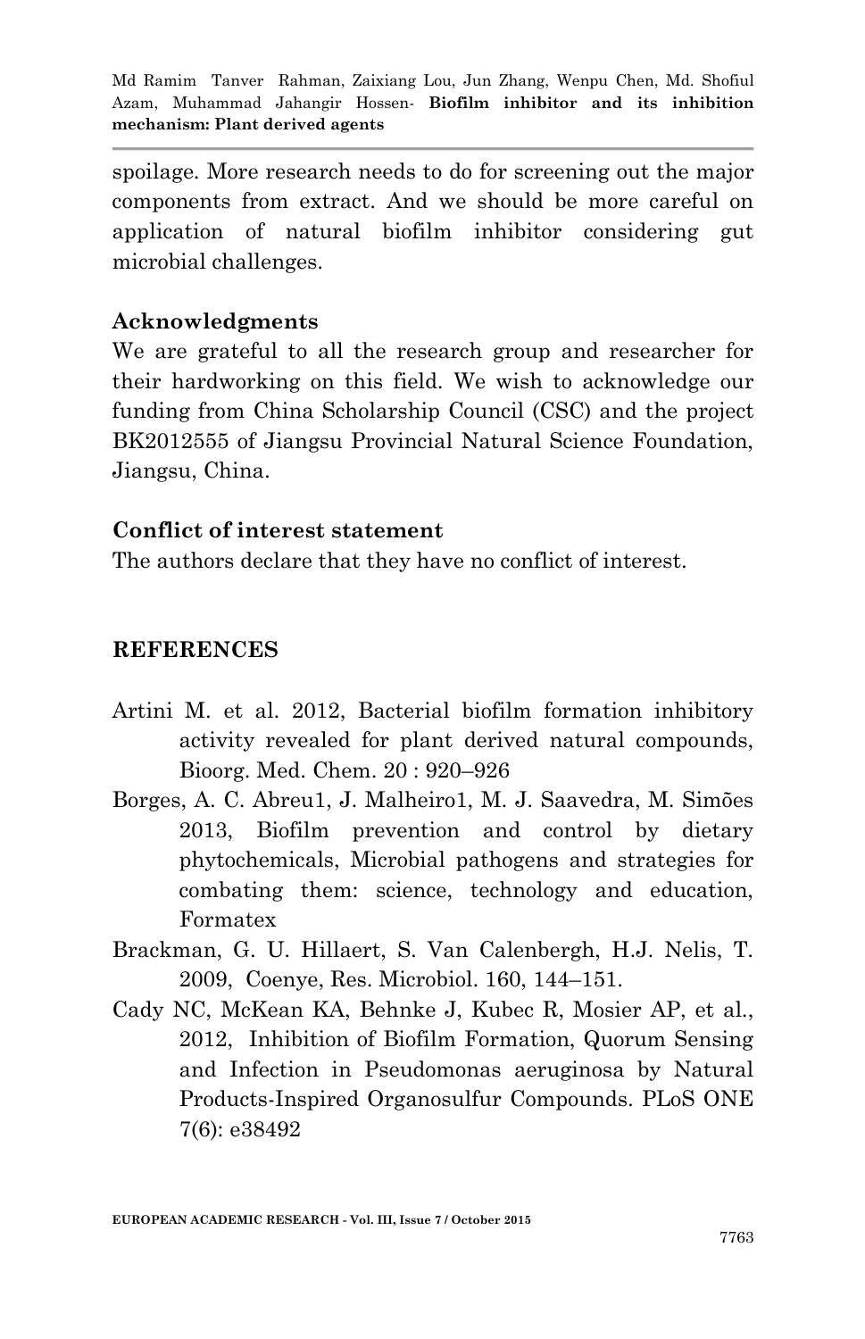spoilage. More research needs to do for screening out the major components from extract. And we should be more careful on application of natural biofilm inhibitor considering gut microbial challenges.

## Acknowledgments

We are grateful to all the research group and researcher for their hardworking on this field. We wish to acknowledge our funding from China Scholarship Council (CSC) and the project BK2012555 of Jiangsu Provincial Natural Science Foundation, Jiangsu, China.

## Conflict of interest statement

The authors declare that they have no conflict of interest.

## REFERENCES

Artini M. et al. 2012, Bacterial biofilm formation inhibitory activity revealed for plant derived natural compounds, Bioorg. Med. Chem. 20 : 920–926

Borges, A. C. Abreu1, J. Malheiro1, M. J. Saavedra, M. Simões 2013, Biofilm prevention and control by dietary phytochemicals, Microbial pathogens and strategies for combating them: science, technology and education, Formatex

Brackman, G. U. Hillaert, S. Van Calenbergh, H.J. Nelis, T. 2009, Coenye, Res. Microbiol. 160, 144–151.

Cady NC, McKean KA, Behnke J, Kubec R, Mosier AP, et al., 2012, Inhibition of Biofilm Formation, Quorum Sensing and Infection in Pseudomonas aeruginosa by Natural Products-Inspired Organosulfur Compounds. PLoS ONE 7(6): e38492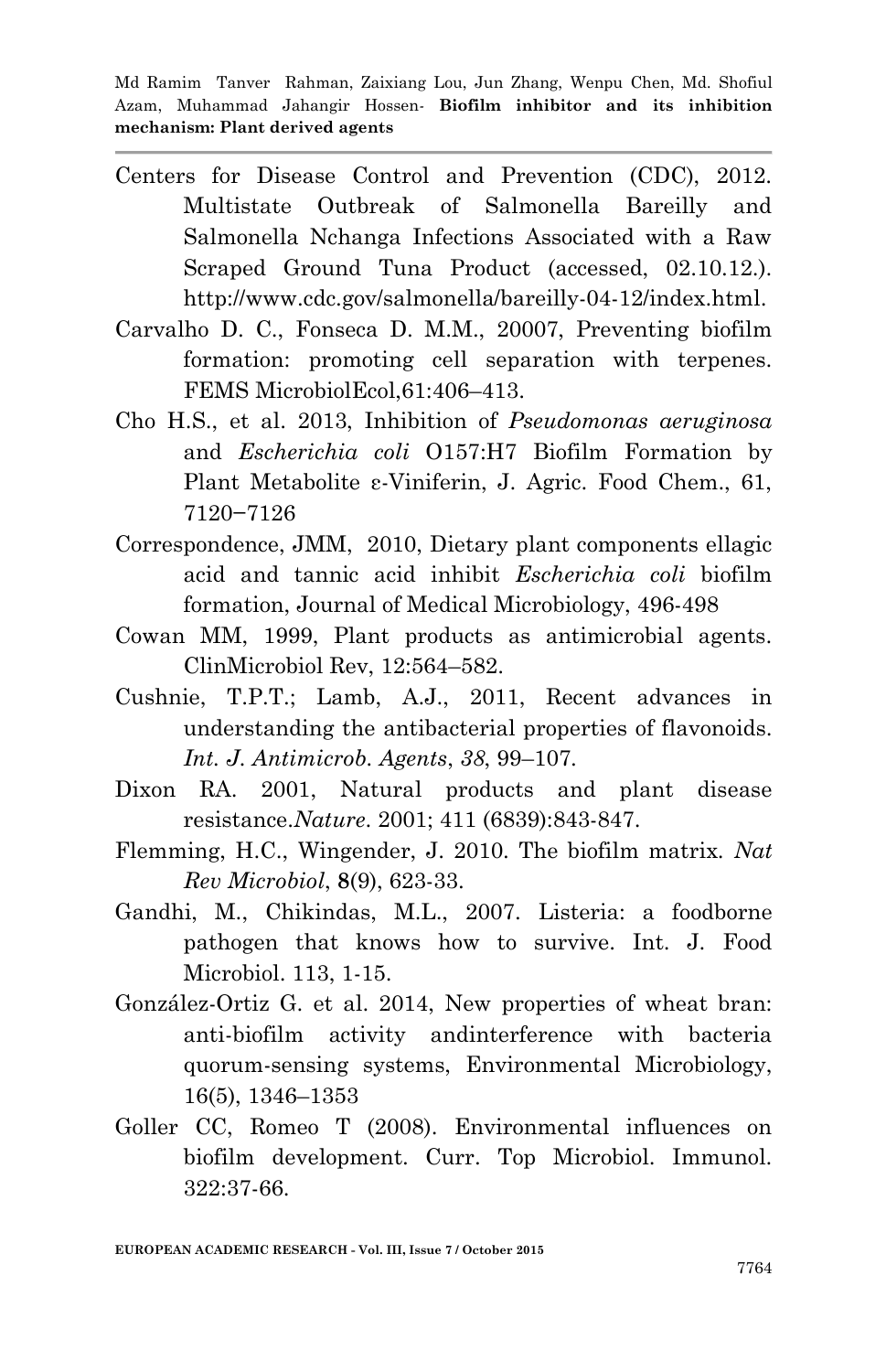Centers for Disease Control and Prevention (CDC), 2012. Multistate Outbreak of Salmonella Bareilly and Salmonella Nchanga Infections Associated with a Raw Scraped Ground Tuna Product (accessed, 02.10.12.). http://www.cdc.gov/salmonella/bareilly-04-12/index.html.

Carvalho D. C., Fonseca D. M.M., 20007, Preventing biofilm formation: promoting cell separation with terpenes. FEMS MicrobiolEcol,61:406–413.

Cho H.S., et al. 2013, Inhibition of *Pseudomonas aeruginosa* and *Escherichia coli* O157:H7 Biofilm Formation by Plant Metabolite ε-Viniferin, J. Agric. Food Chem., 61, 7120−7126

Correspondence, JMM, 2010, Dietary plant components ellagic acid and tannic acid inhibit *Escherichia coli* biofilm formation, Journal of Medical Microbiology, 496-498

Cowan MM, 1999, Plant products as antimicrobial agents. ClinMicrobiol Rev, 12:564–582.

Cushnie, T.P.T.; Lamb, A.J., 2011, Recent advances in understanding the antibacterial properties of flavonoids. *Int. J. Antimicrob. Agents*, *38*, 99–107.

Dixon RA. 2001, Natural products and plant disease resistance.*Nature*. 2001; 411 (6839):843-847.

Flemming, H.C., Wingender, J. 2010. The biofilm matrix. *Nat Rev Microbiol*, **8**(9), 623-33.

Gandhi, M., Chikindas, M.L., 2007. Listeria: a foodborne pathogen that knows how to survive. Int. J. Food Microbiol. 113, 1-15.

González-Ortiz G. et al. 2014, New properties of wheat bran: anti-biofilm activity andinterference with bacteria quorum-sensing systems, Environmental Microbiology, 16(5), 1346–1353

Goller CC, Romeo T (2008). Environmental influences on biofilm development. Curr. Top Microbiol. Immunol. 322:37-66.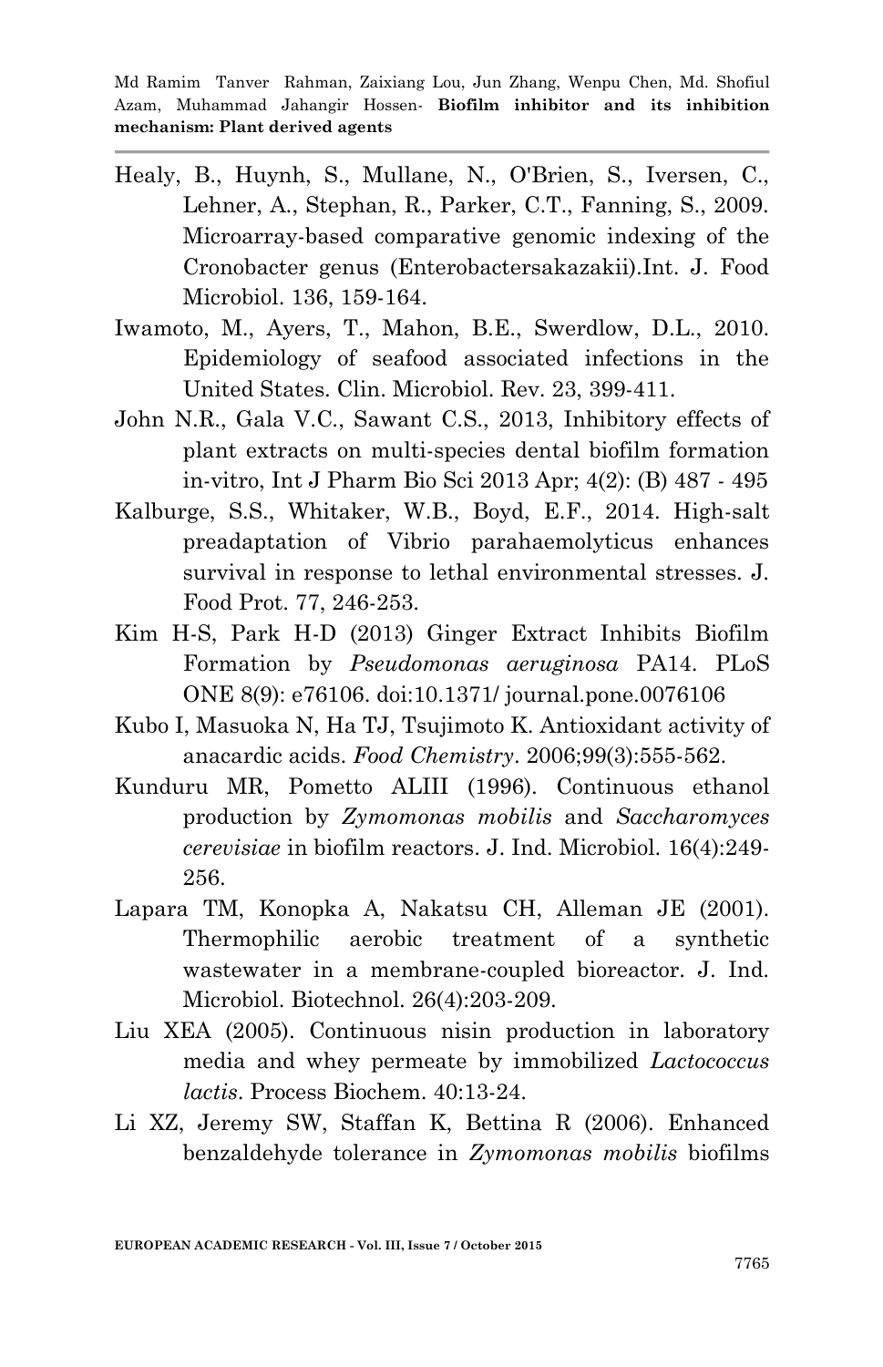Healy, B., Huynh, S., Mullane, N., O'Brien, S., Iversen, C., Lehner, A., Stephan, R., Parker, C.T., Fanning, S., 2009. Microarray-based comparative genomic indexing of the Cronobacter genus (Enterobactersakazakii).Int. J. Food Microbiol. 136, 159-164.

Iwamoto, M., Ayers, T., Mahon, B.E., Swerdlow, D.L., 2010. Epidemiology of seafood associated infections in the United States. Clin. Microbiol. Rev. 23, 399-411.

John N.R., Gala V.C., Sawant C.S., 2013, Inhibitory effects of plant extracts on multi-species dental biofilm formation in-vitro, Int J Pharm Bio Sci 2013 Apr; 4(2): (B) 487 - 495

Kalburge, S.S., Whitaker, W.B., Boyd, E.F., 2014. High-salt preadaptation of Vibrio parahaemolyticus enhances survival in response to lethal environmental stresses. J. Food Prot. 77, 246-253.

Kim H-S, Park H-D (2013) Ginger Extract Inhibits Biofilm Formation by *Pseudomonas aeruginosa* PA14. PLoS ONE 8(9): e76106. doi:10.1371/ journal.pone.0076106

Kubo I, Masuoka N, Ha TJ, Tsujimoto K. Antioxidant activity of anacardic acids. *Food Chemistry*. 2006;99(3):555-562.

Kunduru MR, Pometto ALIII (1996). Continuous ethanol production by *Zymomonas mobilis* and *Saccharomyces cerevisiae* in biofilm reactors. J. Ind. Microbiol. 16(4):249-256.

Lapara TM, Konopka A, Nakatsu CH, Alleman JE (2001). Thermophilic aerobic treatment of a synthetic wastewater in a membrane-coupled bioreactor. J. Ind. Microbiol. Biotechnol. 26(4):203-209.

Liu XEA (2005). Continuous nisin production in laboratory media and whey permeate by immobilized *Lactococcus lactis*. Process Biochem. 40:13-24.

Li XZ, Jeremy SW, Staffan K, Bettina R (2006). Enhanced benzaldehyde tolerance in *Zymomonas mobilis* biofilms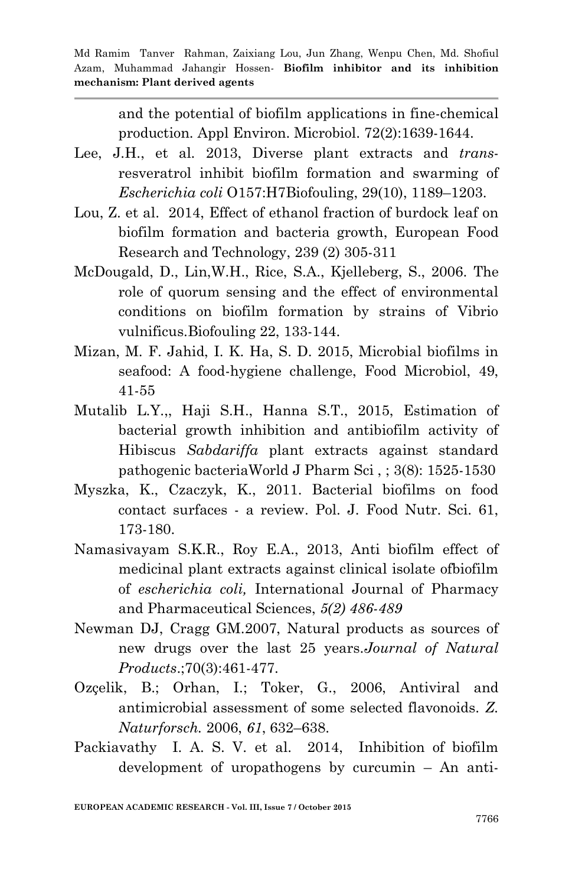and the potential of biofilm applications in fine-chemical production. Appl Environ. Microbiol. 72(2):1639-1644.

Lee, J.H., et al. 2013, Diverse plant extracts and *trans*-resveratrol inhibit biofilm formation and swarming of *Escherichia coli* O157:H7Biofouling, 29(10), 1189–1203.

Lou, Z. et al. 2014, Effect of ethanol fraction of burdock leaf on biofilm formation and bacteria growth, European Food Research and Technology, 239 (2) 305-311

McDougald, D., Lin,W.H., Rice, S.A., Kjelleberg, S., 2006. The role of quorum sensing and the effect of environmental conditions on biofilm formation by strains of Vibrio vulnificus.Biofouling 22, 133-144.

Mizan, M. F. Jahid, I. K. Ha, S. D. 2015, Microbial biofilms in seafood: A food-hygiene challenge, Food Microbiol, 49, 41-55

Mutalib L.Y.,, Haji S.H., Hanna S.T., 2015, Estimation of bacterial growth inhibition and antibiofilm activity of Hibiscus *Sabdariffa* plant extracts against standard pathogenic bacteriaWorld J Pharm Sci , ; 3(8): 1525-1530

Myszka, K., Czaczyk, K., 2011. Bacterial biofilms on food contact surfaces - a review. Pol. J. Food Nutr. Sci. 61, 173-180.

Namasivayam S.K.R., Roy E.A., 2013, Anti biofilm effect of medicinal plant extracts against clinical isolate ofbiofilm of *escherichia coli,* International Journal of Pharmacy and Pharmaceutical Sciences, *5(2) 486-489*

Newman DJ, Cragg GM.2007, Natural products as sources of new drugs over the last 25 years.*Journal of Natural Products*.;70(3):461-477.

Ozçelik, B.; Orhan, I.; Toker, G., 2006, Antiviral and antimicrobial assessment of some selected flavonoids. *Z. Naturforsch.* 2006, *61*, 632–638.

Packiavathy I. A. S. V. et al. 2014, Inhibition of biofilm development of uropathogens by curcumin – An anti-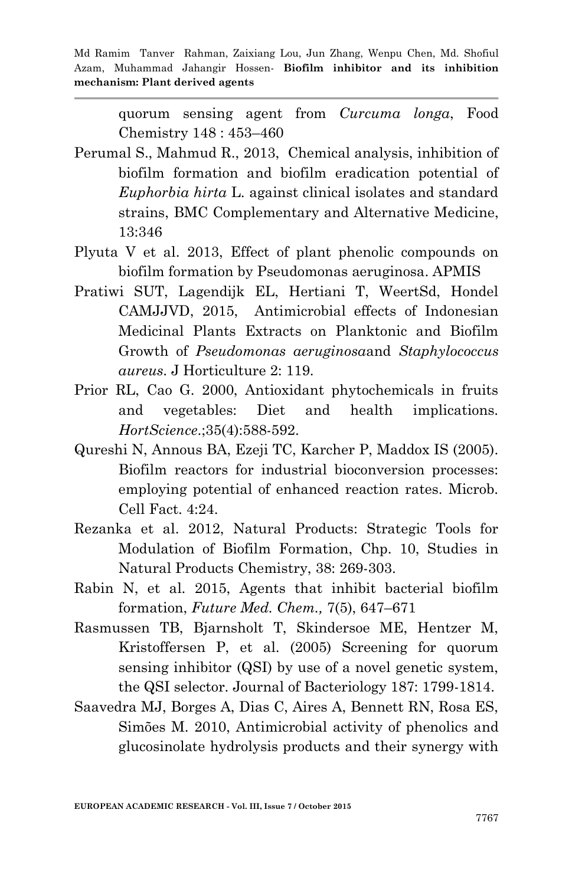quorum sensing agent from *Curcuma longa*, Food Chemistry 148 : 453–460

Perumal S., Mahmud R., 2013, Chemical analysis, inhibition of biofilm formation and biofilm eradication potential of *Euphorbia hirta* L. against clinical isolates and standard strains, BMC Complementary and Alternative Medicine, 13:346

Plyuta V et al. 2013, Effect of plant phenolic compounds on biofilm formation by Pseudomonas aeruginosa. APMIS

Pratiwi SUT, Lagendijk EL, Hertiani T, WeertSd, Hondel CAMJJVD, 2015, Antimicrobial effects of Indonesian Medicinal Plants Extracts on Planktonic and Biofilm Growth of *Pseudomonas aeruginosa*and *Staphylococcus aureus*. J Horticulture 2: 119.

Prior RL, Cao G. 2000, Antioxidant phytochemicals in fruits and vegetables: Diet and health implications. *HortScience*.;35(4):588-592.

Qureshi N, Annous BA, Ezeji TC, Karcher P, Maddox IS (2005). Biofilm reactors for industrial bioconversion processes: employing potential of enhanced reaction rates. Microb. Cell Fact. 4:24.

Rezanka et al. 2012, Natural Products: Strategic Tools for Modulation of Biofilm Formation, Chp. 10, Studies in Natural Products Chemistry, 38: 269-303.

Rabin N, et al. 2015, Agents that inhibit bacterial biofilm formation, *Future Med. Chem.,* 7(5), 647–671

Rasmussen TB, Bjarnsholt T, Skindersoe ME, Hentzer M, Kristoffersen P, et al. (2005) Screening for quorum sensing inhibitor (QSI) by use of a novel genetic system, the QSI selector. Journal of Bacteriology 187: 1799-1814.

Saavedra MJ, Borges A, Dias C, Aires A, Bennett RN, Rosa ES, Simões M. 2010, Antimicrobial activity of phenolics and glucosinolate hydrolysis products and their synergy with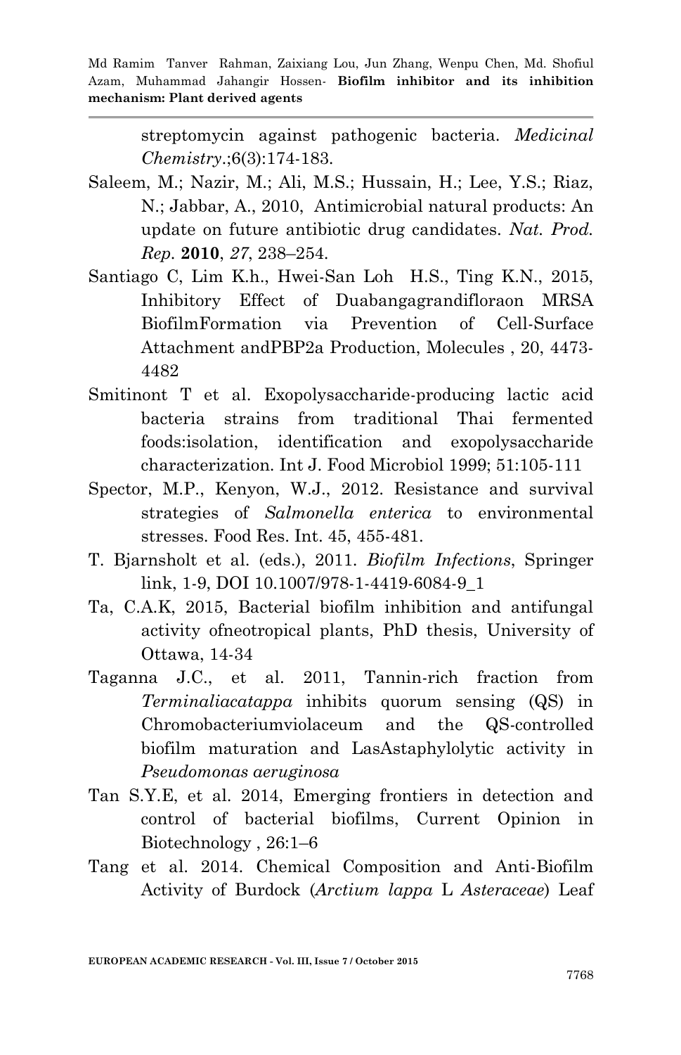streptomycin against pathogenic bacteria. *Medicinal Chemistry*.;6(3):174-183.

Saleem, M.; Nazir, M.; Ali, M.S.; Hussain, H.; Lee, Y.S.; Riaz, N.; Jabbar, A., 2010, Antimicrobial natural products: An update on future antibiotic drug candidates. *Nat. Prod. Rep.* **2010**, *27*, 238–254.

Santiago C, Lim K.h., Hwei-San Loh H.S., Ting K.N., 2015, Inhibitory Effect of Duabangagrandifloraon MRSA BiofilmFormation via Prevention of Cell-Surface Attachment andPBP2a Production, Molecules , 20, 4473-4482

Smitinont T et al. Exopolysaccharide-producing lactic acid bacteria strains from traditional Thai fermented foods:isolation, identification and exopolysaccharide characterization. Int J. Food Microbiol 1999; 51:105-111

Spector, M.P., Kenyon, W.J., 2012. Resistance and survival strategies of *Salmonella enterica* to environmental stresses. Food Res. Int. 45, 455-481.

T. Bjarnsholt et al. (eds.), 2011. *Biofilm Infections*, Springer link, 1-9, DOI 10.1007/978-1-4419-6084-9_1

Ta, C.A.K, 2015, Bacterial biofilm inhibition and antifungal activity ofneotropical plants, PhD thesis, University of Ottawa, 14-34

Taganna J.C., et al. 2011, Tannin-rich fraction from *Terminaliacatappa* inhibits quorum sensing (QS) in Chromobacteriumviolaceum and the QS-controlled biofilm maturation and LasAstaphylolytic activity in *Pseudomonas aeruginosa*

Tan S.Y.E, et al. 2014, Emerging frontiers in detection and control of bacterial biofilms, Current Opinion in Biotechnology , 26:1–6

Tang et al. 2014. Chemical Composition and Anti-Biofilm Activity of Burdock (*Arctium lappa* L *Asteraceae*) Leaf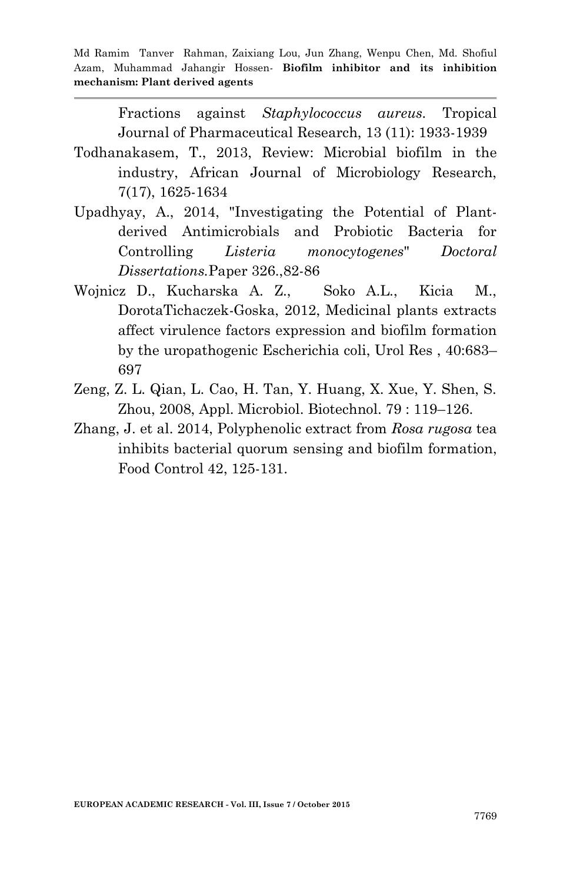Fractions against *Staphylococcus aureus*. Tropical Journal of Pharmaceutical Research, 13 (11): 1933-1939

Todhanakasem, T., 2013, Review: Microbial biofilm in the industry, African Journal of Microbiology Research, 7(17), 1625-1634

Upadhyay, A., 2014, "Investigating the Potential of Plant-derived Antimicrobials and Probiotic Bacteria for Controlling *Listeria monocytogenes*" *Doctoral Dissertations.*Paper 326.,82-86

Wojnicz D., Kucharska A. Z., Soko A.L., Kicia M., DorotaTichaczek-Goska, 2012, Medicinal plants extracts affect virulence factors expression and biofilm formation by the uropathogenic Escherichia coli, Urol Res , 40:683–697

Zeng, Z. L. Qian, L. Cao, H. Tan, Y. Huang, X. Xue, Y. Shen, S. Zhou, 2008, Appl. Microbiol. Biotechnol. 79 : 119–126.

Zhang, J. et al. 2014, Polyphenolic extract from *Rosa rugosa* tea inhibits bacterial quorum sensing and biofilm formation, Food Control 42, 125-131.